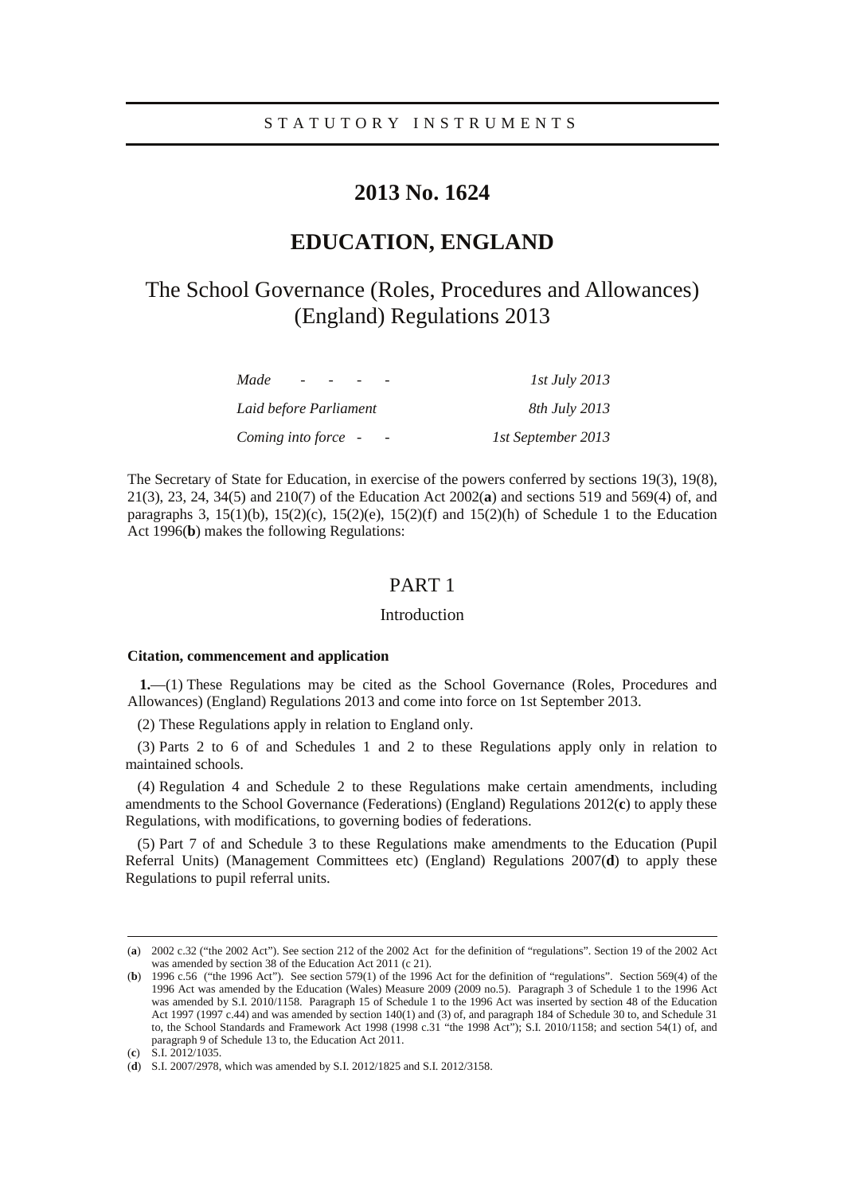STATUTORY INSTRUMENTS

# 2013 No. 1624

## EDUCATION, ENGLAND

## The School Governance (Roles, Procedures and Allowances) (England) Regulations 2013

| | |
|---|---|
| *Made - - - -* | *1st July 2013* |
| *Laid before Parliament* | *8th July 2013* |
| *Coming into force - -* | *1st September 2013* |

The Secretary of State for Education, in exercise of the powers conferred by sections 19(3), 19(8), 21(3), 23, 24, 34(5) and 210(7) of the Education Act 2002(**a**) and sections 519 and 569(4) of, and paragraphs 3, 15(1)(b), 15(2)(c), 15(2)(e), 15(2)(f) and 15(2)(h) of Schedule 1 to the Education Act 1996(**b**) makes the following Regulations:

## PART 1

### Introduction

**Citation, commencement and application**

**1.**—(1) These Regulations may be cited as the School Governance (Roles, Procedures and Allowances) (England) Regulations 2013 and come into force on 1st September 2013.

(2) These Regulations apply in relation to England only.

(3) Parts 2 to 6 of and Schedules 1 and 2 to these Regulations apply only in relation to maintained schools.

(4) Regulation 4 and Schedule 2 to these Regulations make certain amendments, including amendments to the School Governance (Federations) (England) Regulations 2012(**c**) to apply these Regulations, with modifications, to governing bodies of federations.

(5) Part 7 of and Schedule 3 to these Regulations make amendments to the Education (Pupil Referral Units) (Management Committees etc) (England) Regulations 2007(**d**) to apply these Regulations to pupil referral units.

---

(**a**) 2002 c.32 ("the 2002 Act"). See section 212 of the 2002 Act for the definition of "regulations". Section 19 of the 2002 Act was amended by section 38 of the Education Act 2011 (c 21).

(**b**) 1996 c.56 ("the 1996 Act"). See section 579(1) of the 1996 Act for the definition of "regulations". Section 569(4) of the 1996 Act was amended by the Education (Wales) Measure 2009 (2009 no.5). Paragraph 3 of Schedule 1 to the 1996 Act was amended by S.I. 2010/1158. Paragraph 15 of Schedule 1 to the 1996 Act was inserted by section 48 of the Education Act 1997 (1997 c.44) and was amended by section 140(1) and (3) of, and paragraph 184 of Schedule 30 to, and Schedule 31 to, the School Standards and Framework Act 1998 (1998 c.31 "the 1998 Act"); S.I. 2010/1158; and section 54(1) of, and paragraph 9 of Schedule 13 to, the Education Act 2011.

(**c**) S.I. 2012/1035.

(**d**) S.I. 2007/2978, which was amended by S.I. 2012/1825 and S.I. 2012/3158.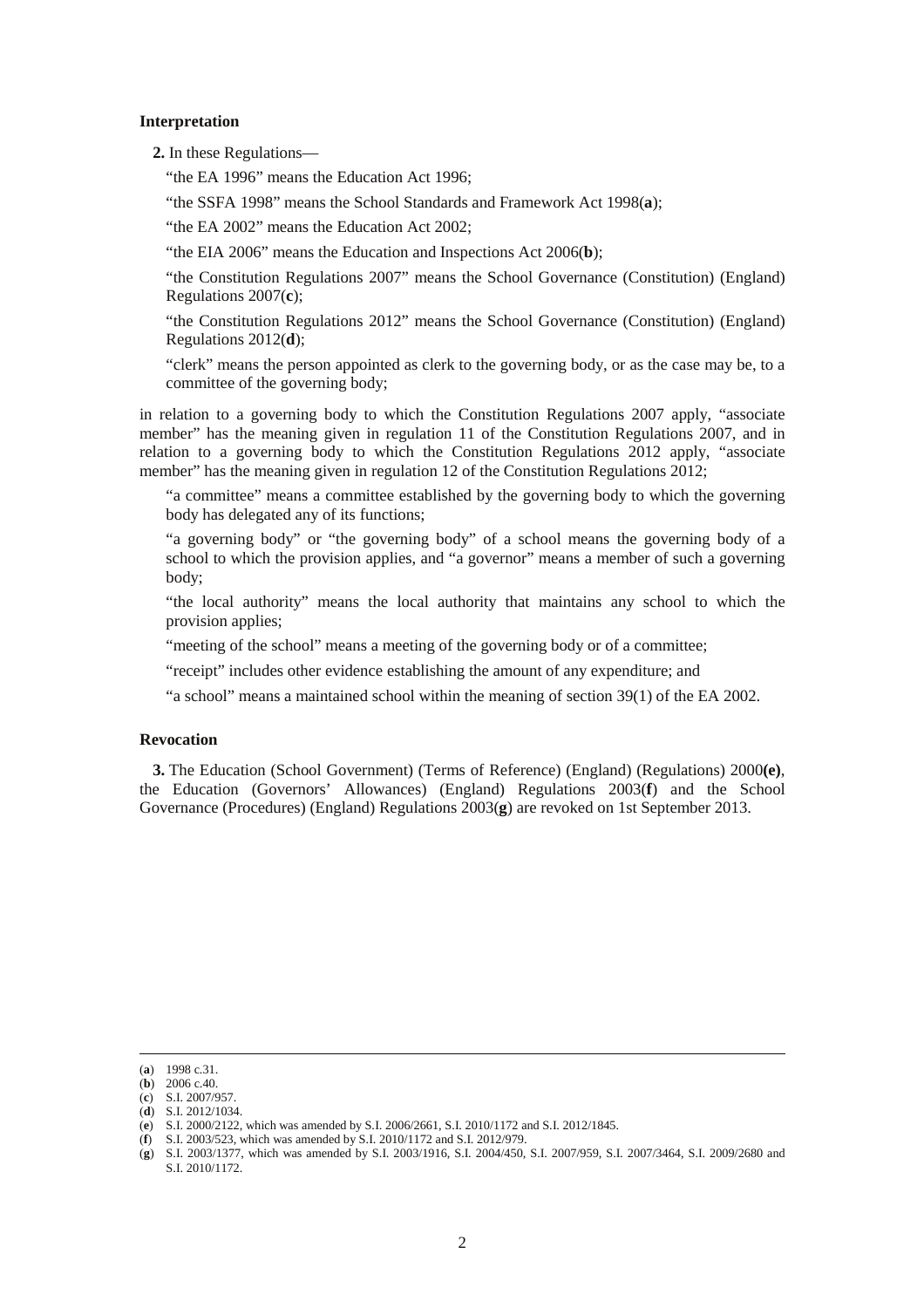### Interpretation

**2.** In these Regulations—

"the EA 1996" means the Education Act 1996;

"the SSFA 1998" means the School Standards and Framework Act 1998(**a**);

"the EA 2002" means the Education Act 2002;

"the EIA 2006" means the Education and Inspections Act 2006(**b**);

"the Constitution Regulations 2007" means the School Governance (Constitution) (England) Regulations 2007(**c**);

"the Constitution Regulations 2012" means the School Governance (Constitution) (England) Regulations 2012(**d**);

"clerk" means the person appointed as clerk to the governing body, or as the case may be, to a committee of the governing body;

in relation to a governing body to which the Constitution Regulations 2007 apply, "associate member" has the meaning given in regulation 11 of the Constitution Regulations 2007, and in relation to a governing body to which the Constitution Regulations 2012 apply, "associate member" has the meaning given in regulation 12 of the Constitution Regulations 2012;

"a committee" means a committee established by the governing body to which the governing body has delegated any of its functions;

"a governing body" or "the governing body" of a school means the governing body of a school to which the provision applies, and "a governor" means a member of such a governing body;

"the local authority" means the local authority that maintains any school to which the provision applies;

"meeting of the school" means a meeting of the governing body or of a committee;

"receipt" includes other evidence establishing the amount of any expenditure; and

"a school" means a maintained school within the meaning of section 39(1) of the EA 2002.

### Revocation

**3.** The Education (School Government) (Terms of Reference) (England) (Regulations) 2000**(e)**, the Education (Governors' Allowances) (England) Regulations 2003(**f**) and the School Governance (Procedures) (England) Regulations 2003(**g**) are revoked on 1st September 2013.

---

(**a**) 1998 c.31.
(**b**) 2006 c.40.
(**c**) S.I. 2007/957.
(**d**) S.I. 2012/1034.
(**e**) S.I. 2000/2122, which was amended by S.I. 2006/2661, S.I. 2010/1172 and S.I. 2012/1845.
(**f**) S.I. 2003/523, which was amended by S.I. 2010/1172 and S.I. 2012/979.
(**g**) S.I. 2003/1377, which was amended by S.I. 2003/1916, S.I. 2004/450, S.I. 2007/959, S.I. 2007/3464, S.I. 2009/2680 and S.I. 2010/1172.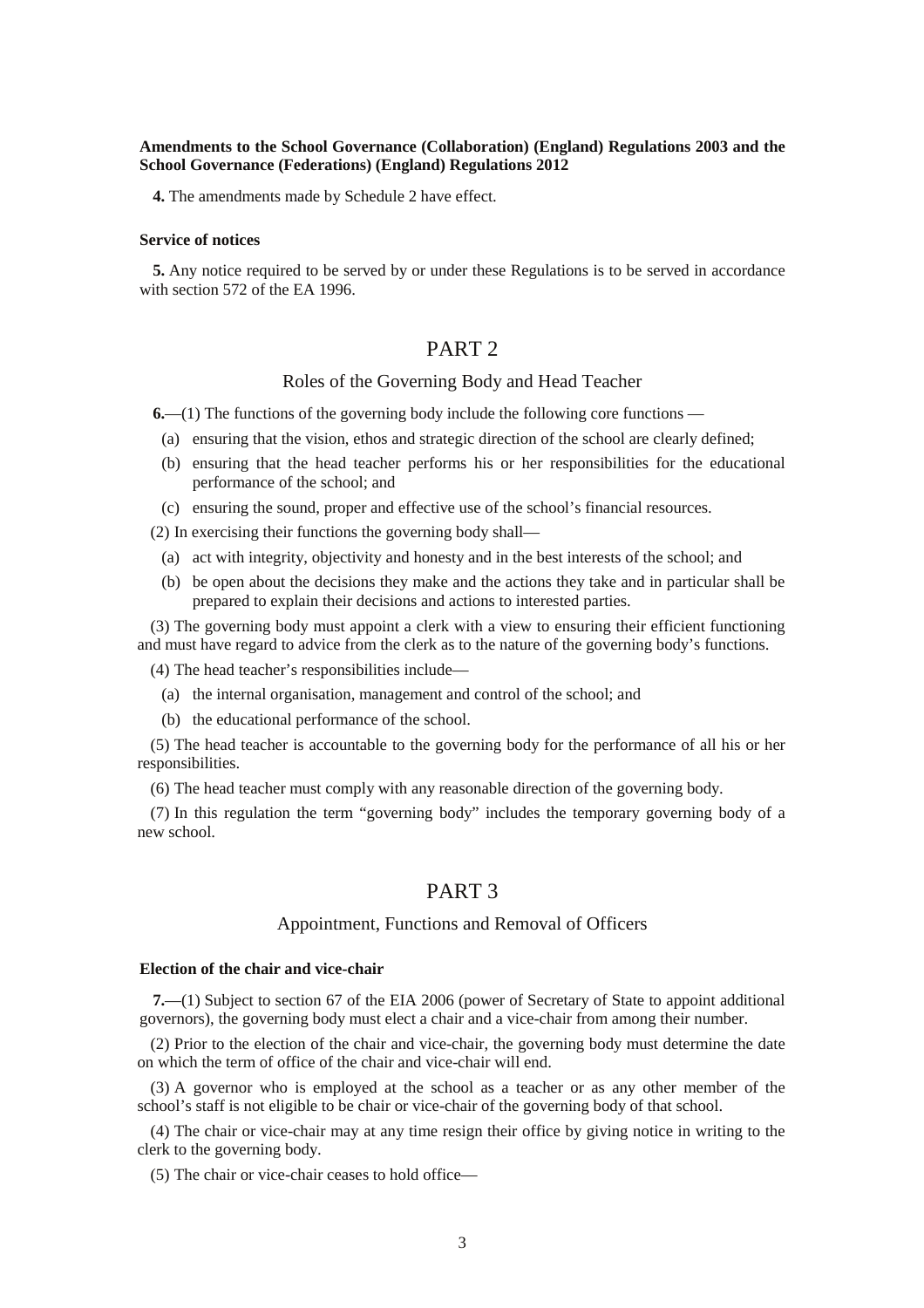**Amendments to the School Governance (Collaboration) (England) Regulations 2003 and the School Governance (Federations) (England) Regulations 2012**

**4.** The amendments made by Schedule 2 have effect.

**Service of notices**

**5.** Any notice required to be served by or under these Regulations is to be served in accordance with section 572 of the EA 1996.

# PART 2

## Roles of the Governing Body and Head Teacher

**6.**—(1) The functions of the governing body include the following core functions —

- (a) ensuring that the vision, ethos and strategic direction of the school are clearly defined;
- (b) ensuring that the head teacher performs his or her responsibilities for the educational performance of the school; and
- (c) ensuring the sound, proper and effective use of the school's financial resources.

(2) In exercising their functions the governing body shall—

- (a) act with integrity, objectivity and honesty and in the best interests of the school; and
- (b) be open about the decisions they make and the actions they take and in particular shall be prepared to explain their decisions and actions to interested parties.

(3) The governing body must appoint a clerk with a view to ensuring their efficient functioning and must have regard to advice from the clerk as to the nature of the governing body's functions.

(4) The head teacher's responsibilities include—

- (a) the internal organisation, management and control of the school; and
- (b) the educational performance of the school.

(5) The head teacher is accountable to the governing body for the performance of all his or her responsibilities.

(6) The head teacher must comply with any reasonable direction of the governing body.

(7) In this regulation the term "governing body" includes the temporary governing body of a new school.

# PART 3

## Appointment, Functions and Removal of Officers

**Election of the chair and vice-chair**

**7.**—(1) Subject to section 67 of the EIA 2006 (power of Secretary of State to appoint additional governors), the governing body must elect a chair and a vice-chair from among their number.

(2) Prior to the election of the chair and vice-chair, the governing body must determine the date on which the term of office of the chair and vice-chair will end.

(3) A governor who is employed at the school as a teacher or as any other member of the school's staff is not eligible to be chair or vice-chair of the governing body of that school.

(4) The chair or vice-chair may at any time resign their office by giving notice in writing to the clerk to the governing body.

(5) The chair or vice-chair ceases to hold office—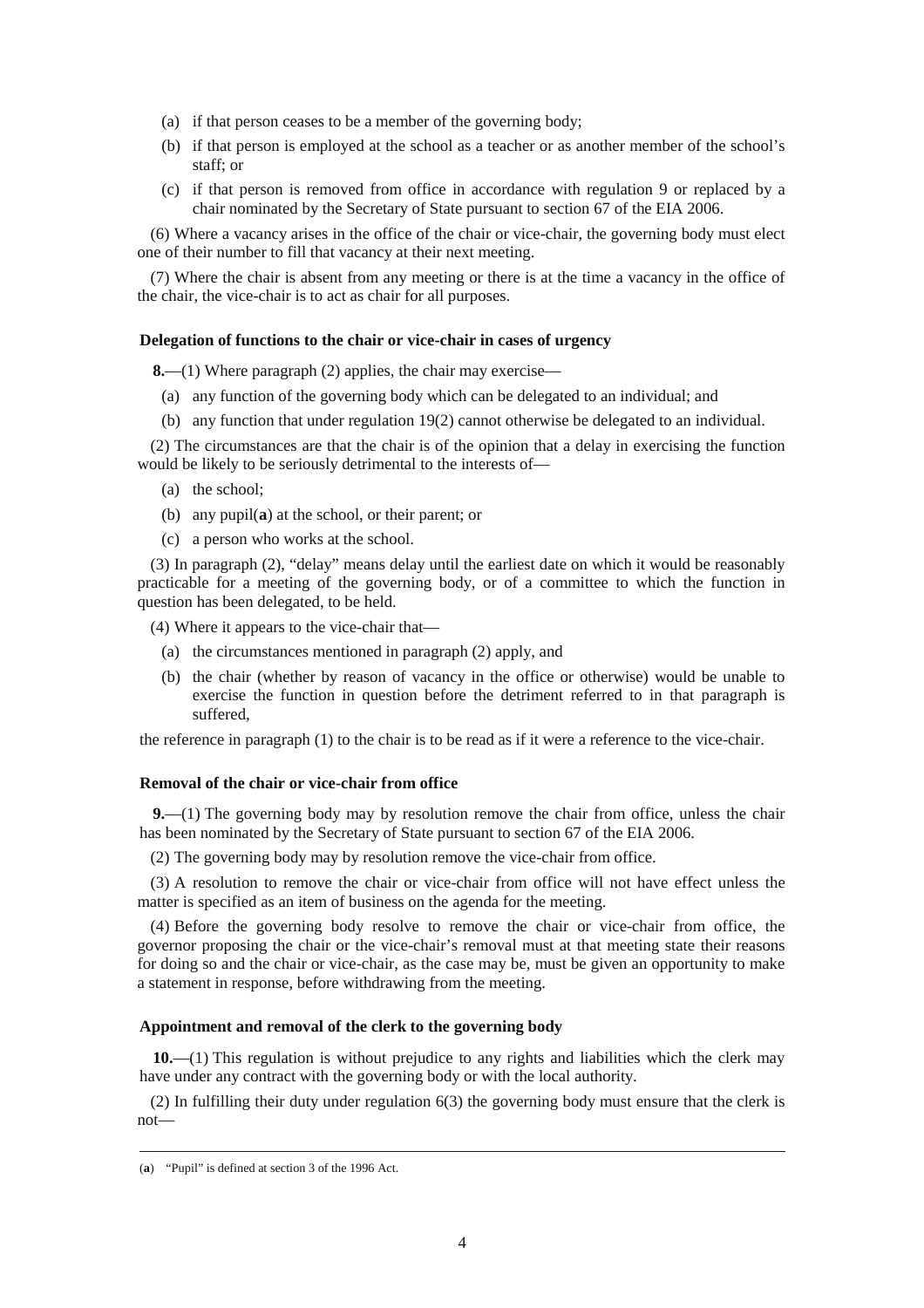(a) if that person ceases to be a member of the governing body;

(b) if that person is employed at the school as a teacher or as another member of the school's staff; or

(c) if that person is removed from office in accordance with regulation 9 or replaced by a chair nominated by the Secretary of State pursuant to section 67 of the EIA 2006.

(6) Where a vacancy arises in the office of the chair or vice-chair, the governing body must elect one of their number to fill that vacancy at their next meeting.

(7) Where the chair is absent from any meeting or there is at the time a vacancy in the office of the chair, the vice-chair is to act as chair for all purposes.

### Delegation of functions to the chair or vice-chair in cases of urgency

**8.**—(1) Where paragraph (2) applies, the chair may exercise—

(a) any function of the governing body which can be delegated to an individual; and

(b) any function that under regulation 19(2) cannot otherwise be delegated to an individual.

(2) The circumstances are that the chair is of the opinion that a delay in exercising the function would be likely to be seriously detrimental to the interests of—

(a) the school;

(b) any pupil([a]) at the school, or their parent; or

(c) a person who works at the school.

(3) In paragraph (2), "delay" means delay until the earliest date on which it would be reasonably practicable for a meeting of the governing body, or of a committee to which the function in question has been delegated, to be held.

(4) Where it appears to the vice-chair that—

(a) the circumstances mentioned in paragraph (2) apply, and

(b) the chair (whether by reason of vacancy in the office or otherwise) would be unable to exercise the function in question before the detriment referred to in that paragraph is suffered,

the reference in paragraph (1) to the chair is to be read as if it were a reference to the vice-chair.

### Removal of the chair or vice-chair from office

**9.**—(1) The governing body may by resolution remove the chair from office, unless the chair has been nominated by the Secretary of State pursuant to section 67 of the EIA 2006.

(2) The governing body may by resolution remove the vice-chair from office.

(3) A resolution to remove the chair or vice-chair from office will not have effect unless the matter is specified as an item of business on the agenda for the meeting.

(4) Before the governing body resolve to remove the chair or vice-chair from office, the governor proposing the chair or the vice-chair's removal must at that meeting state their reasons for doing so and the chair or vice-chair, as the case may be, must be given an opportunity to make a statement in response, before withdrawing from the meeting.

### Appointment and removal of the clerk to the governing body

**10.**—(1) This regulation is without prejudice to any rights and liabilities which the clerk may have under any contract with the governing body or with the local authority.

(2) In fulfilling their duty under regulation 6(3) the governing body must ensure that the clerk is not—

---

([a]) "Pupil" is defined at section 3 of the 1996 Act.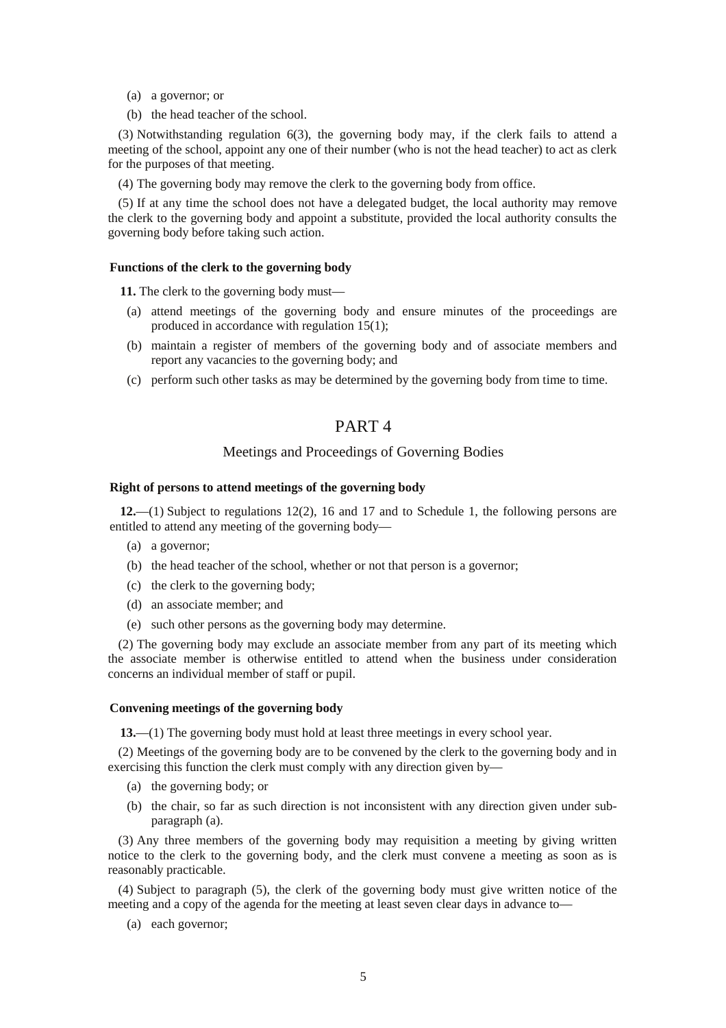(a) a governor; or

(b) the head teacher of the school.

(3) Notwithstanding regulation 6(3), the governing body may, if the clerk fails to attend a meeting of the school, appoint any one of their number (who is not the head teacher) to act as clerk for the purposes of that meeting.

(4) The governing body may remove the clerk to the governing body from office.

(5) If at any time the school does not have a delegated budget, the local authority may remove the clerk to the governing body and appoint a substitute, provided the local authority consults the governing body before taking such action.

### Functions of the clerk to the governing body

**11.** The clerk to the governing body must—

(a) attend meetings of the governing body and ensure minutes of the proceedings are produced in accordance with regulation 15(1);

(b) maintain a register of members of the governing body and of associate members and report any vacancies to the governing body; and

(c) perform such other tasks as may be determined by the governing body from time to time.

## PART 4

## Meetings and Proceedings of Governing Bodies

### Right of persons to attend meetings of the governing body

**12.**—(1) Subject to regulations 12(2), 16 and 17 and to Schedule 1, the following persons are entitled to attend any meeting of the governing body—

(a) a governor;

(b) the head teacher of the school, whether or not that person is a governor;

(c) the clerk to the governing body;

(d) an associate member; and

(e) such other persons as the governing body may determine.

(2) The governing body may exclude an associate member from any part of its meeting which the associate member is otherwise entitled to attend when the business under consideration concerns an individual member of staff or pupil.

### Convening meetings of the governing body

**13.**—(1) The governing body must hold at least three meetings in every school year.

(2) Meetings of the governing body are to be convened by the clerk to the governing body and in exercising this function the clerk must comply with any direction given by—

(a) the governing body; or

(b) the chair, so far as such direction is not inconsistent with any direction given under sub-paragraph (a).

(3) Any three members of the governing body may requisition a meeting by giving written notice to the clerk to the governing body, and the clerk must convene a meeting as soon as is reasonably practicable.

(4) Subject to paragraph (5), the clerk of the governing body must give written notice of the meeting and a copy of the agenda for the meeting at least seven clear days in advance to—

(a) each governor;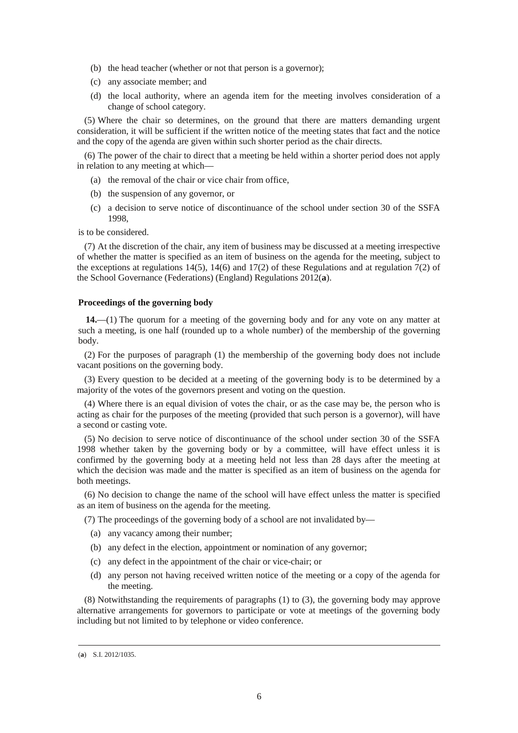(b) the head teacher (whether or not that person is a governor);

(c) any associate member; and

(d) the local authority, where an agenda item for the meeting involves consideration of a change of school category.

(5) Where the chair so determines, on the ground that there are matters demanding urgent consideration, it will be sufficient if the written notice of the meeting states that fact and the notice and the copy of the agenda are given within such shorter period as the chair directs.

(6) The power of the chair to direct that a meeting be held within a shorter period does not apply in relation to any meeting at which—

(a) the removal of the chair or vice chair from office,

(b) the suspension of any governor, or

(c) a decision to serve notice of discontinuance of the school under section 30 of the SSFA 1998,

is to be considered.

(7) At the discretion of the chair, any item of business may be discussed at a meeting irrespective of whether the matter is specified as an item of business on the agenda for the meeting, subject to the exceptions at regulations 14(5), 14(6) and 17(2) of these Regulations and at regulation 7(2) of the School Governance (Federations) (England) Regulations 2012([a]).

#### Proceedings of the governing body

**14.**—(1) The quorum for a meeting of the governing body and for any vote on any matter at such a meeting, is one half (rounded up to a whole number) of the membership of the governing body.

(2) For the purposes of paragraph (1) the membership of the governing body does not include vacant positions on the governing body.

(3) Every question to be decided at a meeting of the governing body is to be determined by a majority of the votes of the governors present and voting on the question.

(4) Where there is an equal division of votes the chair, or as the case may be, the person who is acting as chair for the purposes of the meeting (provided that such person is a governor), will have a second or casting vote.

(5) No decision to serve notice of discontinuance of the school under section 30 of the SSFA 1998 whether taken by the governing body or by a committee, will have effect unless it is confirmed by the governing body at a meeting held not less than 28 days after the meeting at which the decision was made and the matter is specified as an item of business on the agenda for both meetings.

(6) No decision to change the name of the school will have effect unless the matter is specified as an item of business on the agenda for the meeting.

(7) The proceedings of the governing body of a school are not invalidated by—

(a) any vacancy among their number;

(b) any defect in the election, appointment or nomination of any governor;

(c) any defect in the appointment of the chair or vice-chair; or

(d) any person not having received written notice of the meeting or a copy of the agenda for the meeting.

(8) Notwithstanding the requirements of paragraphs (1) to (3), the governing body may approve alternative arrangements for governors to participate or vote at meetings of the governing body including but not limited to by telephone or video conference.

---

([a]) S.I. 2012/1035.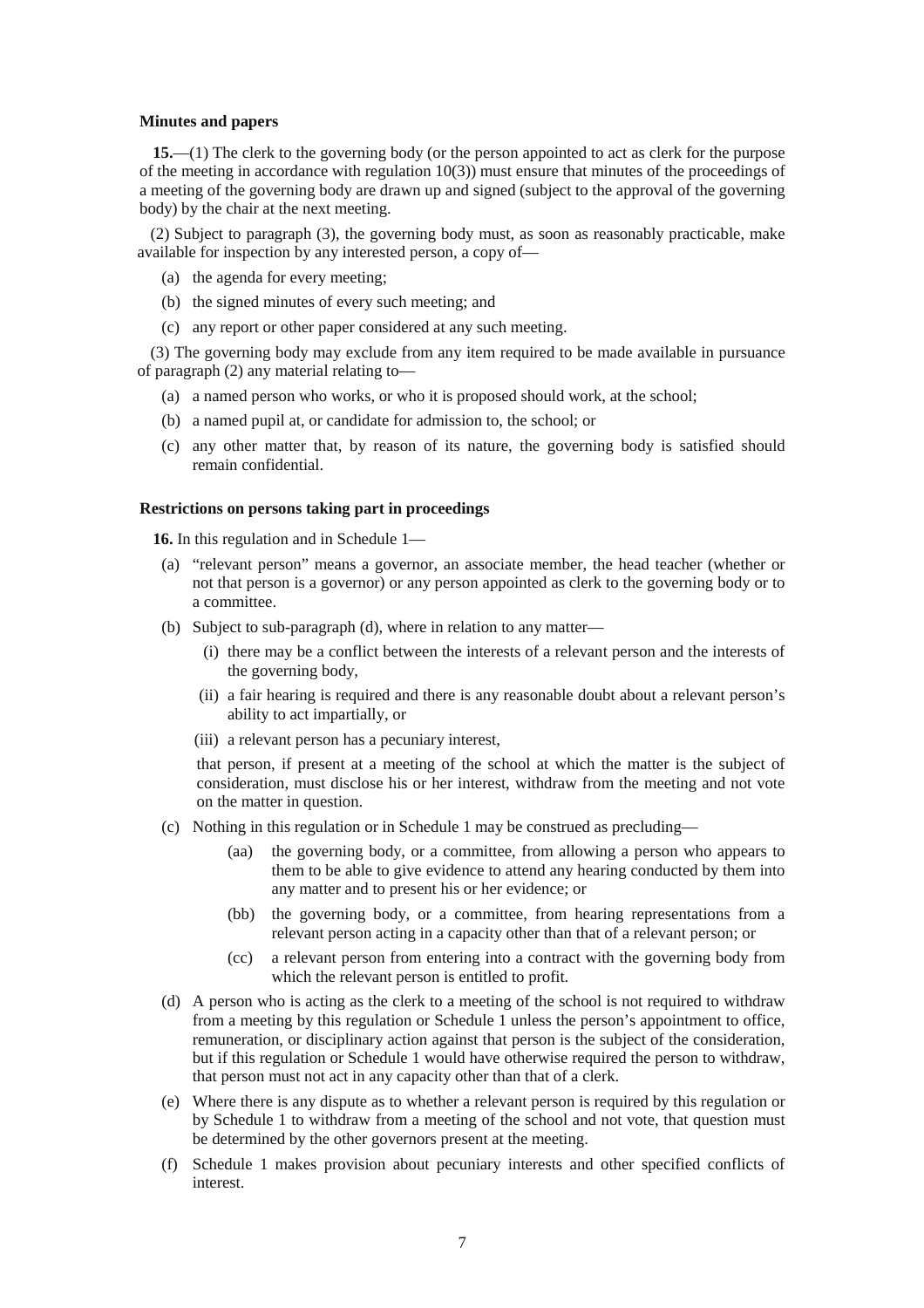**Minutes and papers**

**15.**—(1) The clerk to the governing body (or the person appointed to act as clerk for the purpose of the meeting in accordance with regulation 10(3)) must ensure that minutes of the proceedings of a meeting of the governing body are drawn up and signed (subject to the approval of the governing body) by the chair at the next meeting.

(2) Subject to paragraph (3), the governing body must, as soon as reasonably practicable, make available for inspection by any interested person, a copy of—

- (a) the agenda for every meeting;
- (b) the signed minutes of every such meeting; and
- (c) any report or other paper considered at any such meeting.

(3) The governing body may exclude from any item required to be made available in pursuance of paragraph (2) any material relating to—

- (a) a named person who works, or who it is proposed should work, at the school;
- (b) a named pupil at, or candidate for admission to, the school; or
- (c) any other matter that, by reason of its nature, the governing body is satisfied should remain confidential.

**Restrictions on persons taking part in proceedings**

**16.** In this regulation and in Schedule 1—

- (a) "relevant person" means a governor, an associate member, the head teacher (whether or not that person is a governor) or any person appointed as clerk to the governing body or to a committee.
- (b) Subject to sub-paragraph (d), where in relation to any matter—
  - (i) there may be a conflict between the interests of a relevant person and the interests of the governing body,
  - (ii) a fair hearing is required and there is any reasonable doubt about a relevant person's ability to act impartially, or
  - (iii) a relevant person has a pecuniary interest,

  that person, if present at a meeting of the school at which the matter is the subject of consideration, must disclose his or her interest, withdraw from the meeting and not vote on the matter in question.
- (c) Nothing in this regulation or in Schedule 1 may be construed as precluding—
  - (aa) the governing body, or a committee, from allowing a person who appears to them to be able to give evidence to attend any hearing conducted by them into any matter and to present his or her evidence; or
  - (bb) the governing body, or a committee, from hearing representations from a relevant person acting in a capacity other than that of a relevant person; or
  - (cc) a relevant person from entering into a contract with the governing body from which the relevant person is entitled to profit.
- (d) A person who is acting as the clerk to a meeting of the school is not required to withdraw from a meeting by this regulation or Schedule 1 unless the person's appointment to office, remuneration, or disciplinary action against that person is the subject of the consideration, but if this regulation or Schedule 1 would have otherwise required the person to withdraw, that person must not act in any capacity other than that of a clerk.
- (e) Where there is any dispute as to whether a relevant person is required by this regulation or by Schedule 1 to withdraw from a meeting of the school and not vote, that question must be determined by the other governors present at the meeting.
- (f) Schedule 1 makes provision about pecuniary interests and other specified conflicts of interest.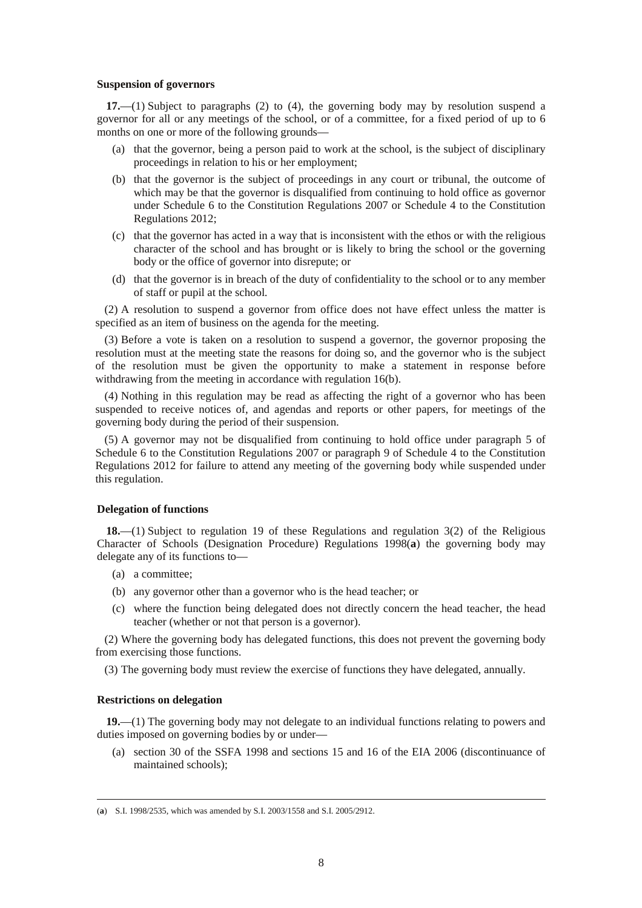### Suspension of governors

**17.**—(1) Subject to paragraphs (2) to (4), the governing body may by resolution suspend a governor for all or any meetings of the school, or of a committee, for a fixed period of up to 6 months on one or more of the following grounds—

(a) that the governor, being a person paid to work at the school, is the subject of disciplinary proceedings in relation to his or her employment;

(b) that the governor is the subject of proceedings in any court or tribunal, the outcome of which may be that the governor is disqualified from continuing to hold office as governor under Schedule 6 to the Constitution Regulations 2007 or Schedule 4 to the Constitution Regulations 2012;

(c) that the governor has acted in a way that is inconsistent with the ethos or with the religious character of the school and has brought or is likely to bring the school or the governing body or the office of governor into disrepute; or

(d) that the governor is in breach of the duty of confidentiality to the school or to any member of staff or pupil at the school.

(2) A resolution to suspend a governor from office does not have effect unless the matter is specified as an item of business on the agenda for the meeting.

(3) Before a vote is taken on a resolution to suspend a governor, the governor proposing the resolution must at the meeting state the reasons for doing so, and the governor who is the subject of the resolution must be given the opportunity to make a statement in response before withdrawing from the meeting in accordance with regulation 16(b).

(4) Nothing in this regulation may be read as affecting the right of a governor who has been suspended to receive notices of, and agendas and reports or other papers, for meetings of the governing body during the period of their suspension.

(5) A governor may not be disqualified from continuing to hold office under paragraph 5 of Schedule 6 to the Constitution Regulations 2007 or paragraph 9 of Schedule 4 to the Constitution Regulations 2012 for failure to attend any meeting of the governing body while suspended under this regulation.

### Delegation of functions

**18.**—(1) Subject to regulation 19 of these Regulations and regulation 3(2) of the Religious Character of Schools (Designation Procedure) Regulations 1998(**a**) the governing body may delegate any of its functions to—

(a) a committee;

(b) any governor other than a governor who is the head teacher; or

(c) where the function being delegated does not directly concern the head teacher, the head teacher (whether or not that person is a governor).

(2) Where the governing body has delegated functions, this does not prevent the governing body from exercising those functions.

(3) The governing body must review the exercise of functions they have delegated, annually.

### Restrictions on delegation

**19.**—(1) The governing body may not delegate to an individual functions relating to powers and duties imposed on governing bodies by or under—

(a) section 30 of the SSFA 1998 and sections 15 and 16 of the EIA 2006 (discontinuance of maintained schools);

---

(**a**) S.I. 1998/2535, which was amended by S.I. 2003/1558 and S.I. 2005/2912.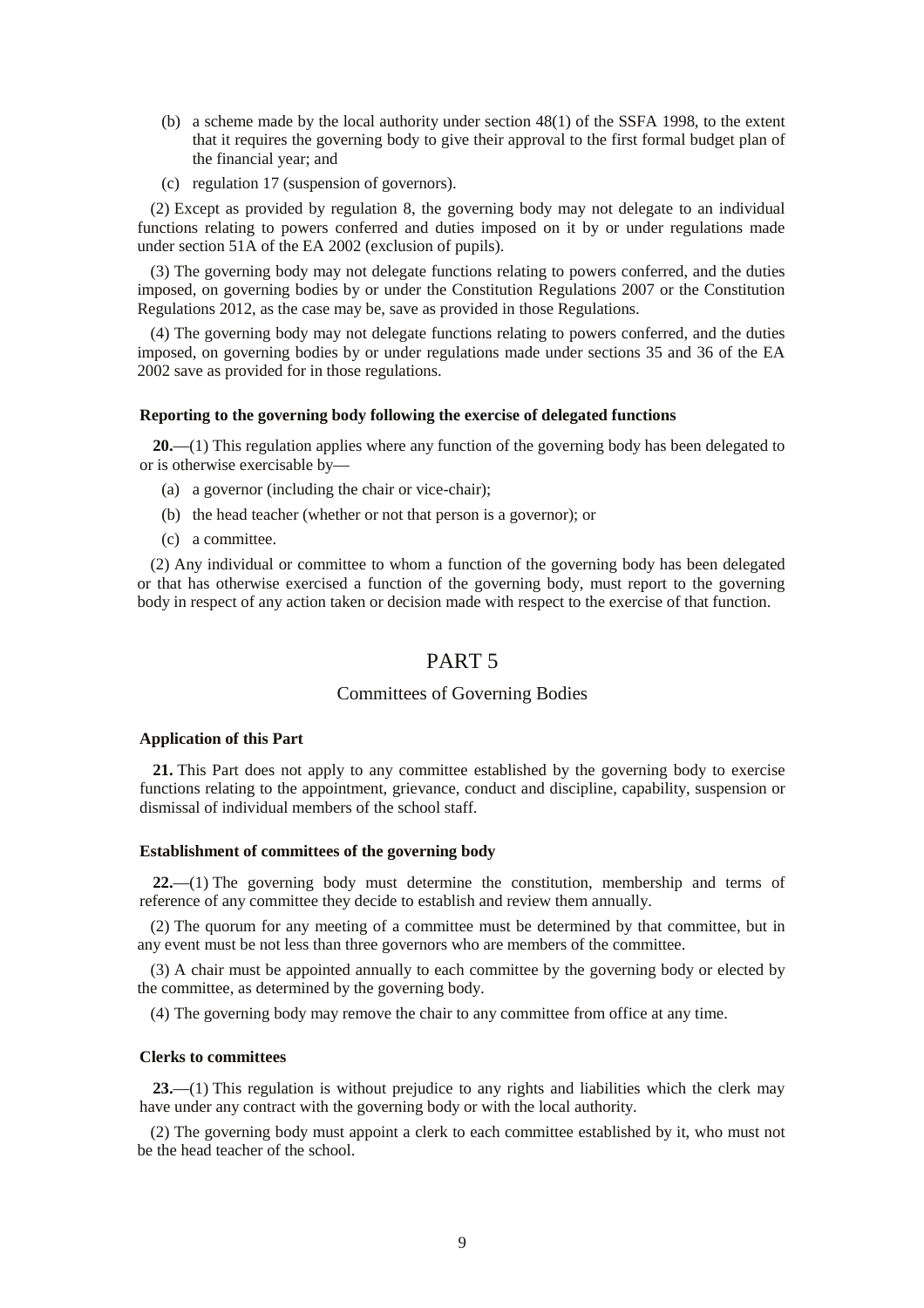(b) a scheme made by the local authority under section 48(1) of the SSFA 1998, to the extent that it requires the governing body to give their approval to the first formal budget plan of the financial year; and

(c) regulation 17 (suspension of governors).

(2) Except as provided by regulation 8, the governing body may not delegate to an individual functions relating to powers conferred and duties imposed on it by or under regulations made under section 51A of the EA 2002 (exclusion of pupils).

(3) The governing body may not delegate functions relating to powers conferred, and the duties imposed, on governing bodies by or under the Constitution Regulations 2007 or the Constitution Regulations 2012, as the case may be, save as provided in those Regulations.

(4) The governing body may not delegate functions relating to powers conferred, and the duties imposed, on governing bodies by or under regulations made under sections 35 and 36 of the EA 2002 save as provided for in those regulations.

**Reporting to the governing body following the exercise of delegated functions**

**20.**—(1) This regulation applies where any function of the governing body has been delegated to or is otherwise exercisable by—

(a) a governor (including the chair or vice-chair);

(b) the head teacher (whether or not that person is a governor); or

(c) a committee.

(2) Any individual or committee to whom a function of the governing body has been delegated or that has otherwise exercised a function of the governing body, must report to the governing body in respect of any action taken or decision made with respect to the exercise of that function.

## PART 5

### Committees of Governing Bodies

**Application of this Part**

**21.** This Part does not apply to any committee established by the governing body to exercise functions relating to the appointment, grievance, conduct and discipline, capability, suspension or dismissal of individual members of the school staff.

**Establishment of committees of the governing body**

**22.**—(1) The governing body must determine the constitution, membership and terms of reference of any committee they decide to establish and review them annually.

(2) The quorum for any meeting of a committee must be determined by that committee, but in any event must be not less than three governors who are members of the committee.

(3) A chair must be appointed annually to each committee by the governing body or elected by the committee, as determined by the governing body.

(4) The governing body may remove the chair to any committee from office at any time.

**Clerks to committees**

**23.**—(1) This regulation is without prejudice to any rights and liabilities which the clerk may have under any contract with the governing body or with the local authority.

(2) The governing body must appoint a clerk to each committee established by it, who must not be the head teacher of the school.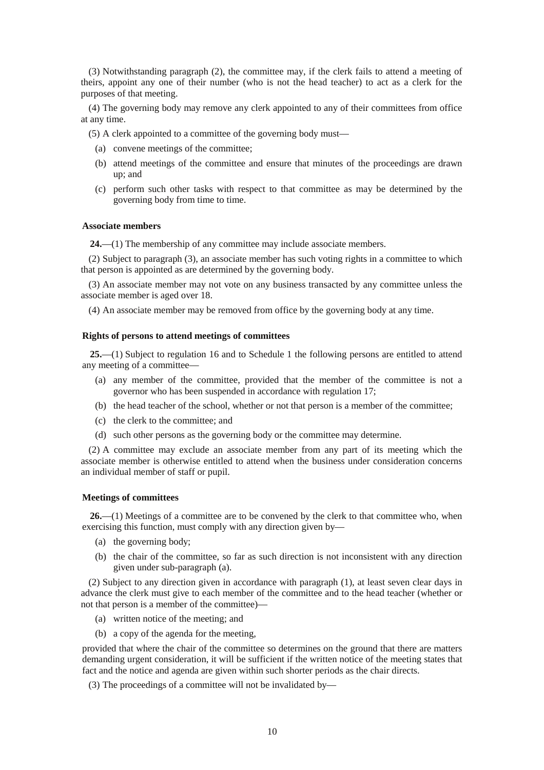(3) Notwithstanding paragraph (2), the committee may, if the clerk fails to attend a meeting of theirs, appoint any one of their number (who is not the head teacher) to act as a clerk for the purposes of that meeting.

(4) The governing body may remove any clerk appointed to any of their committees from office at any time.

(5) A clerk appointed to a committee of the governing body must—

- (a) convene meetings of the committee;
- (b) attend meetings of the committee and ensure that minutes of the proceedings are drawn up; and
- (c) perform such other tasks with respect to that committee as may be determined by the governing body from time to time.

**Associate members**

**24.**—(1) The membership of any committee may include associate members.

(2) Subject to paragraph (3), an associate member has such voting rights in a committee to which that person is appointed as are determined by the governing body.

(3) An associate member may not vote on any business transacted by any committee unless the associate member is aged over 18.

(4) An associate member may be removed from office by the governing body at any time.

**Rights of persons to attend meetings of committees**

**25.**—(1) Subject to regulation 16 and to Schedule 1 the following persons are entitled to attend any meeting of a committee—

- (a) any member of the committee, provided that the member of the committee is not a governor who has been suspended in accordance with regulation 17;
- (b) the head teacher of the school, whether or not that person is a member of the committee;
- (c) the clerk to the committee; and
- (d) such other persons as the governing body or the committee may determine.

(2) A committee may exclude an associate member from any part of its meeting which the associate member is otherwise entitled to attend when the business under consideration concerns an individual member of staff or pupil.

**Meetings of committees**

**26.**—(1) Meetings of a committee are to be convened by the clerk to that committee who, when exercising this function, must comply with any direction given by—

- (a) the governing body;
- (b) the chair of the committee, so far as such direction is not inconsistent with any direction given under sub-paragraph (a).

(2) Subject to any direction given in accordance with paragraph (1), at least seven clear days in advance the clerk must give to each member of the committee and to the head teacher (whether or not that person is a member of the committee)—

- (a) written notice of the meeting; and
- (b) a copy of the agenda for the meeting,

provided that where the chair of the committee so determines on the ground that there are matters demanding urgent consideration, it will be sufficient if the written notice of the meeting states that fact and the notice and agenda are given within such shorter periods as the chair directs.

(3) The proceedings of a committee will not be invalidated by—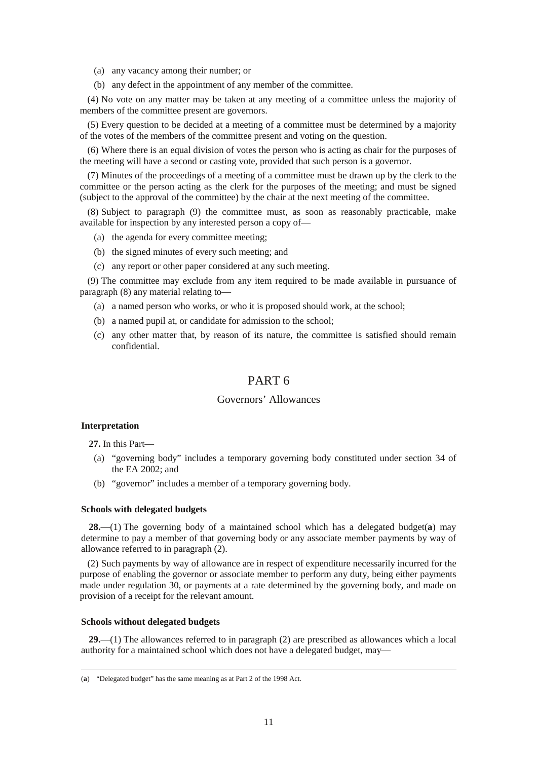(a) any vacancy among their number; or

(b) any defect in the appointment of any member of the committee.

(4) No vote on any matter may be taken at any meeting of a committee unless the majority of members of the committee present are governors.

(5) Every question to be decided at a meeting of a committee must be determined by a majority of the votes of the members of the committee present and voting on the question.

(6) Where there is an equal division of votes the person who is acting as chair for the purposes of the meeting will have a second or casting vote, provided that such person is a governor.

(7) Minutes of the proceedings of a meeting of a committee must be drawn up by the clerk to the committee or the person acting as the clerk for the purposes of the meeting; and must be signed (subject to the approval of the committee) by the chair at the next meeting of the committee.

(8) Subject to paragraph (9) the committee must, as soon as reasonably practicable, make available for inspection by any interested person a copy of—

(a) the agenda for every committee meeting;

(b) the signed minutes of every such meeting; and

(c) any report or other paper considered at any such meeting.

(9) The committee may exclude from any item required to be made available in pursuance of paragraph (8) any material relating to—

(a) a named person who works, or who it is proposed should work, at the school;

(b) a named pupil at, or candidate for admission to the school;

(c) any other matter that, by reason of its nature, the committee is satisfied should remain confidential.

# PART 6

## Governors' Allowances

### Interpretation

**27.** In this Part—

(a) "governing body" includes a temporary governing body constituted under section 34 of the EA 2002; and

(b) "governor" includes a member of a temporary governing body.

### Schools with delegated budgets

**28.**—(1) The governing body of a maintained school which has a delegated budget(**a**) may determine to pay a member of that governing body or any associate member payments by way of allowance referred to in paragraph (2).

(2) Such payments by way of allowance are in respect of expenditure necessarily incurred for the purpose of enabling the governor or associate member to perform any duty, being either payments made under regulation 30, or payments at a rate determined by the governing body, and made on provision of a receipt for the relevant amount.

### Schools without delegated budgets

**29.**—(1) The allowances referred to in paragraph (2) are prescribed as allowances which a local authority for a maintained school which does not have a delegated budget, may—

(**a**) "Delegated budget" has the same meaning as at Part 2 of the 1998 Act.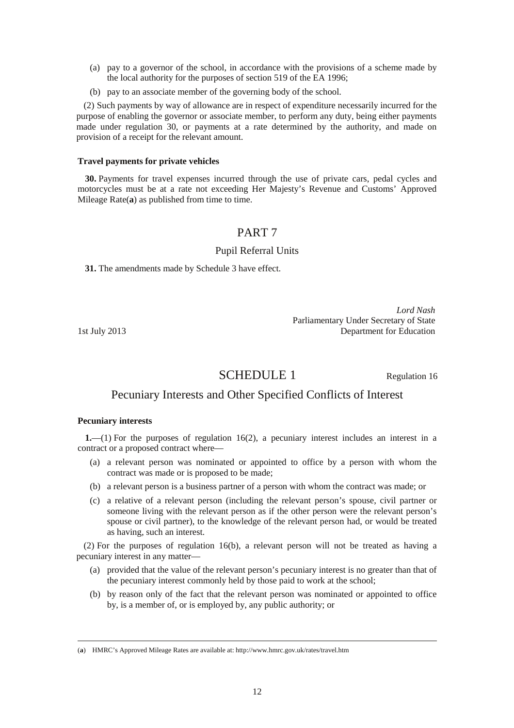(a) pay to a governor of the school, in accordance with the provisions of a scheme made by the local authority for the purposes of section 519 of the EA 1996;

(b) pay to an associate member of the governing body of the school.

(2) Such payments by way of allowance are in respect of expenditure necessarily incurred for the purpose of enabling the governor or associate member, to perform any duty, being either payments made under regulation 30, or payments at a rate determined by the authority, and made on provision of a receipt for the relevant amount.

**Travel payments for private vehicles**

**30.** Payments for travel expenses incurred through the use of private cars, pedal cycles and motorcycles must be at a rate not exceeding Her Majesty's Revenue and Customs' Approved Mileage Rate(**a**) as published from time to time.

# PART 7

## Pupil Referral Units

**31.** The amendments made by Schedule 3 have effect.

*Lord Nash*
Parliamentary Under Secretary of State
Department for Education

1st July 2013

# SCHEDULE 1

Regulation 16

## Pecuniary Interests and Other Specified Conflicts of Interest

**Pecuniary interests**

**1.**—(1) For the purposes of regulation 16(2), a pecuniary interest includes an interest in a contract or a proposed contract where—

(a) a relevant person was nominated or appointed to office by a person with whom the contract was made or is proposed to be made;

(b) a relevant person is a business partner of a person with whom the contract was made; or

(c) a relative of a relevant person (including the relevant person's spouse, civil partner or someone living with the relevant person as if the other person were the relevant person's spouse or civil partner), to the knowledge of the relevant person had, or would be treated as having, such an interest.

(2) For the purposes of regulation 16(b), a relevant person will not be treated as having a pecuniary interest in any matter—

(a) provided that the value of the relevant person's pecuniary interest is no greater than that of the pecuniary interest commonly held by those paid to work at the school;

(b) by reason only of the fact that the relevant person was nominated or appointed to office by, is a member of, or is employed by, any public authority; or

---

(**a**) HMRC's Approved Mileage Rates are available at: http://www.hmrc.gov.uk/rates/travel.htm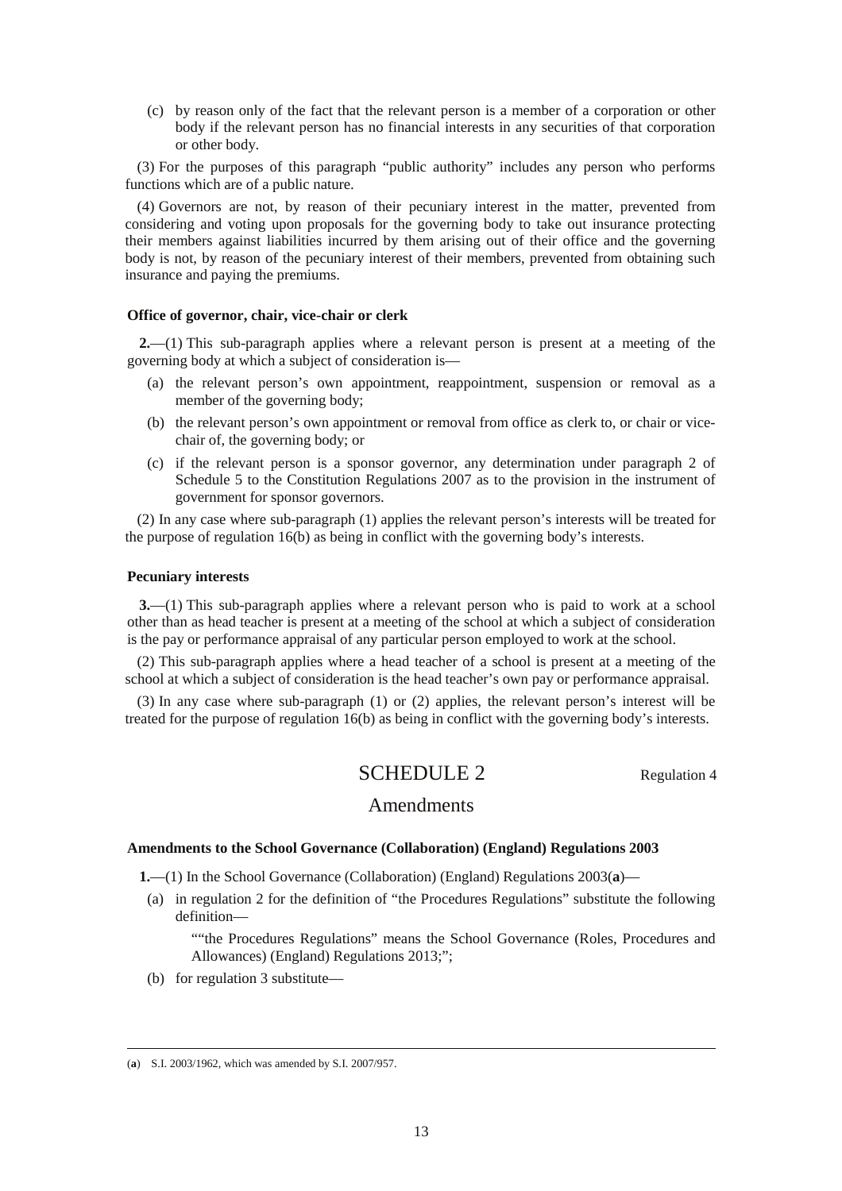(c) by reason only of the fact that the relevant person is a member of a corporation or other body if the relevant person has no financial interests in any securities of that corporation or other body.

(3) For the purposes of this paragraph "public authority" includes any person who performs functions which are of a public nature.

(4) Governors are not, by reason of their pecuniary interest in the matter, prevented from considering and voting upon proposals for the governing body to take out insurance protecting their members against liabilities incurred by them arising out of their office and the governing body is not, by reason of the pecuniary interest of their members, prevented from obtaining such insurance and paying the premiums.

**Office of governor, chair, vice-chair or clerk**

**2.**—(1) This sub-paragraph applies where a relevant person is present at a meeting of the governing body at which a subject of consideration is—

(a) the relevant person's own appointment, reappointment, suspension or removal as a member of the governing body;

(b) the relevant person's own appointment or removal from office as clerk to, or chair or vice-chair of, the governing body; or

(c) if the relevant person is a sponsor governor, any determination under paragraph 2 of Schedule 5 to the Constitution Regulations 2007 as to the provision in the instrument of government for sponsor governors.

(2) In any case where sub-paragraph (1) applies the relevant person's interests will be treated for the purpose of regulation 16(b) as being in conflict with the governing body's interests.

**Pecuniary interests**

**3.**—(1) This sub-paragraph applies where a relevant person who is paid to work at a school other than as head teacher is present at a meeting of the school at which a subject of consideration is the pay or performance appraisal of any particular person employed to work at the school.

(2) This sub-paragraph applies where a head teacher of a school is present at a meeting of the school at which a subject of consideration is the head teacher's own pay or performance appraisal.

(3) In any case where sub-paragraph (1) or (2) applies, the relevant person's interest will be treated for the purpose of regulation 16(b) as being in conflict with the governing body's interests.

# SCHEDULE 2

Regulation 4

## Amendments

**Amendments to the School Governance (Collaboration) (England) Regulations 2003**

**1.**—(1) In the School Governance (Collaboration) (England) Regulations 2003(**a**)—

(a) in regulation 2 for the definition of "the Procedures Regulations" substitute the following definition—

""the Procedures Regulations" means the School Governance (Roles, Procedures and Allowances) (England) Regulations 2013;";

(b) for regulation 3 substitute—

(**a**) S.I. 2003/1962, which was amended by S.I. 2007/957.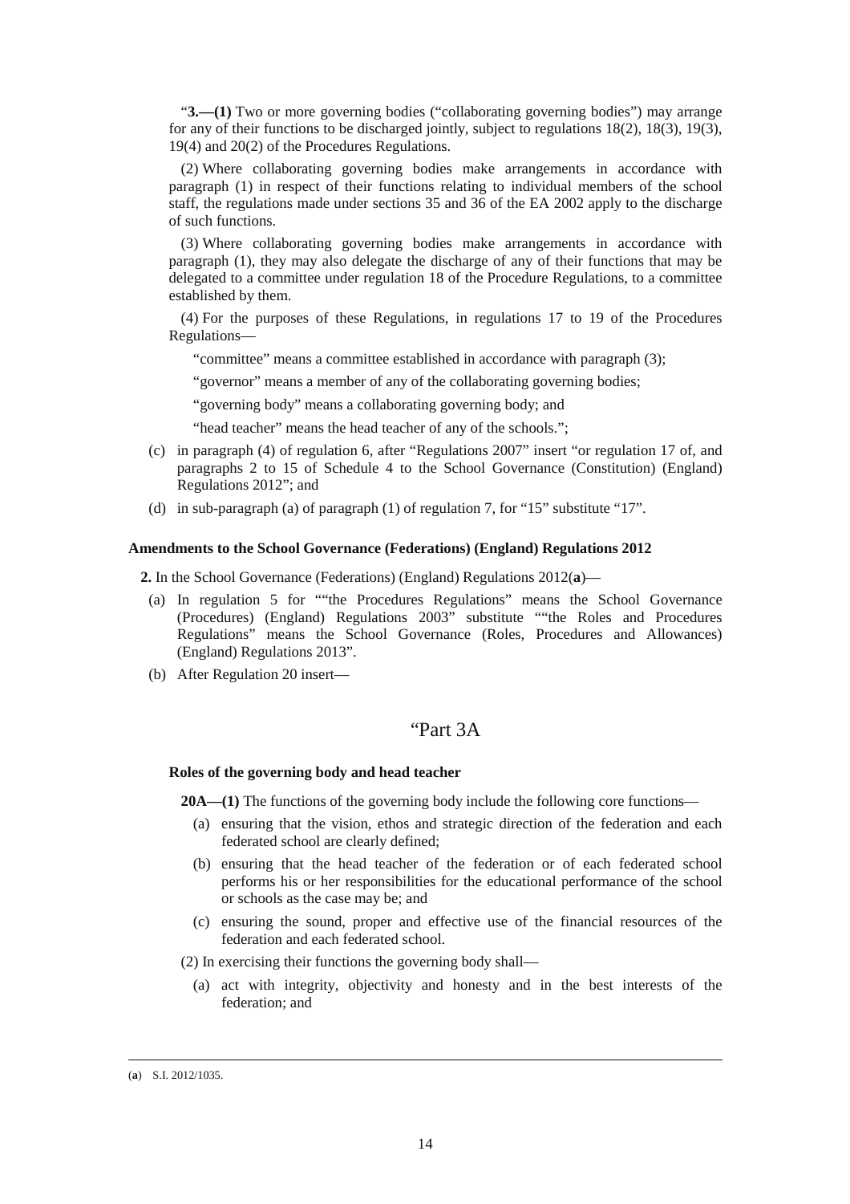"**3.—(1)** Two or more governing bodies ("collaborating governing bodies") may arrange for any of their functions to be discharged jointly, subject to regulations 18(2), 18(3), 19(3), 19(4) and 20(2) of the Procedures Regulations.

(2) Where collaborating governing bodies make arrangements in accordance with paragraph (1) in respect of their functions relating to individual members of the school staff, the regulations made under sections 35 and 36 of the EA 2002 apply to the discharge of such functions.

(3) Where collaborating governing bodies make arrangements in accordance with paragraph (1), they may also delegate the discharge of any of their functions that may be delegated to a committee under regulation 18 of the Procedure Regulations, to a committee established by them.

(4) For the purposes of these Regulations, in regulations 17 to 19 of the Procedures Regulations—

"committee" means a committee established in accordance with paragraph (3);

"governor" means a member of any of the collaborating governing bodies;

"governing body" means a collaborating governing body; and

"head teacher" means the head teacher of any of the schools.";

(c) in paragraph (4) of regulation 6, after "Regulations 2007" insert "or regulation 17 of, and paragraphs 2 to 15 of Schedule 4 to the School Governance (Constitution) (England) Regulations 2012"; and

(d) in sub-paragraph (a) of paragraph (1) of regulation 7, for "15" substitute "17".

#### Amendments to the School Governance (Federations) (England) Regulations 2012

**2.** In the School Governance (Federations) (England) Regulations 2012(**a**)—

(a) In regulation 5 for ""the Procedures Regulations" means the School Governance (Procedures) (England) Regulations 2003" substitute ""the Roles and Procedures Regulations" means the School Governance (Roles, Procedures and Allowances) (England) Regulations 2013".

(b) After Regulation 20 insert—

## "Part 3A

#### Roles of the governing body and head teacher

**20A—(1)** The functions of the governing body include the following core functions—

(a) ensuring that the vision, ethos and strategic direction of the federation and each federated school are clearly defined;

(b) ensuring that the head teacher of the federation or of each federated school performs his or her responsibilities for the educational performance of the school or schools as the case may be; and

(c) ensuring the sound, proper and effective use of the financial resources of the federation and each federated school.

(2) In exercising their functions the governing body shall—

(a) act with integrity, objectivity and honesty and in the best interests of the federation; and

---

(**a**) S.I. 2012/1035.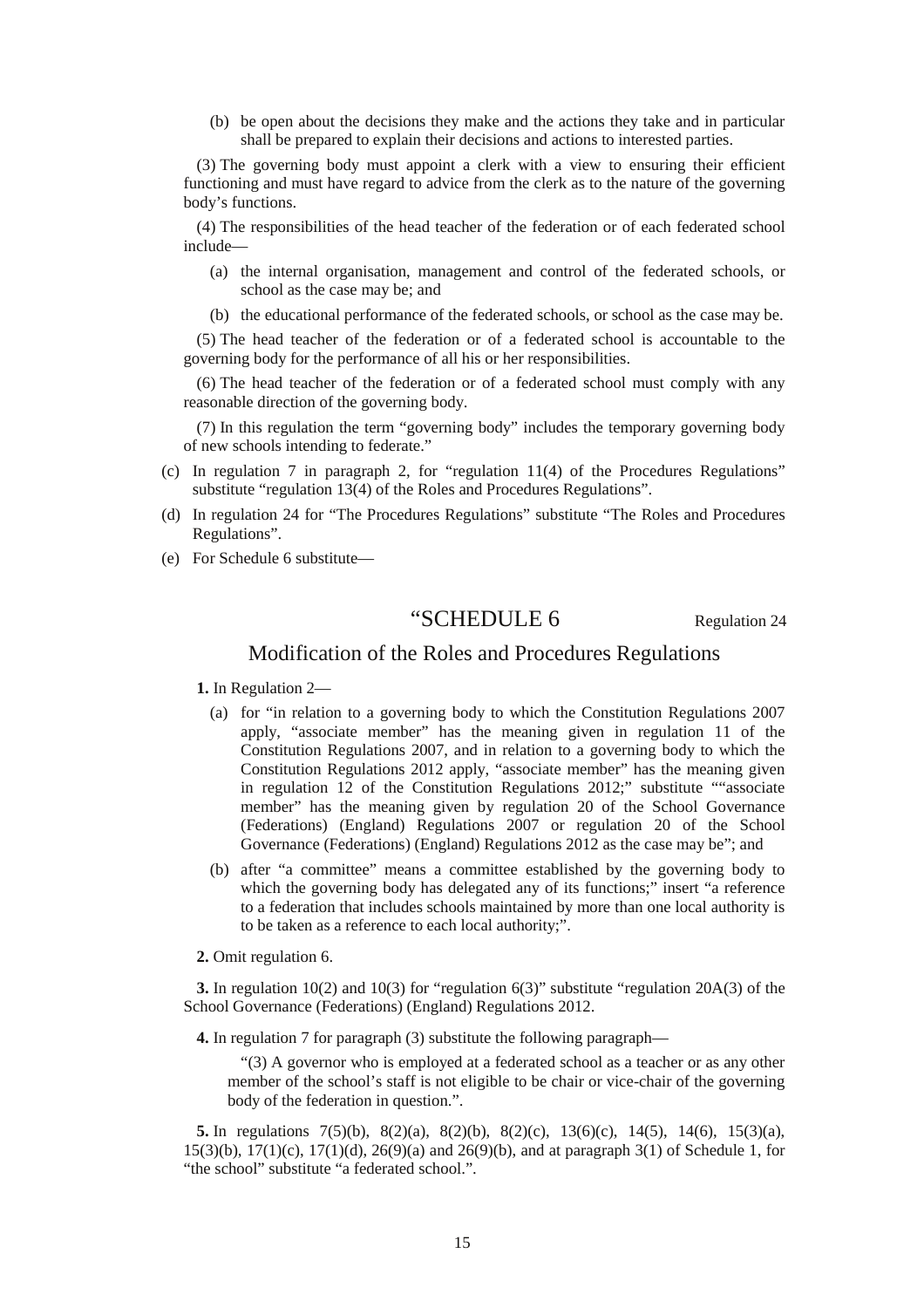(b) be open about the decisions they make and the actions they take and in particular shall be prepared to explain their decisions and actions to interested parties.

(3) The governing body must appoint a clerk with a view to ensuring their efficient functioning and must have regard to advice from the clerk as to the nature of the governing body's functions.

(4) The responsibilities of the head teacher of the federation or of each federated school include—

(a) the internal organisation, management and control of the federated schools, or school as the case may be; and

(b) the educational performance of the federated schools, or school as the case may be.

(5) The head teacher of the federation or of a federated school is accountable to the governing body for the performance of all his or her responsibilities.

(6) The head teacher of the federation or of a federated school must comply with any reasonable direction of the governing body.

(7) In this regulation the term "governing body" includes the temporary governing body of new schools intending to federate."

(c) In regulation 7 in paragraph 2, for "regulation 11(4) of the Procedures Regulations" substitute "regulation 13(4) of the Roles and Procedures Regulations".

(d) In regulation 24 for "The Procedures Regulations" substitute "The Roles and Procedures Regulations".

(e) For Schedule 6 substitute—

## "SCHEDULE 6

Regulation 24

### Modification of the Roles and Procedures Regulations

**1.** In Regulation 2—

(a) for "in relation to a governing body to which the Constitution Regulations 2007 apply, "associate member" has the meaning given in regulation 11 of the Constitution Regulations 2007, and in relation to a governing body to which the Constitution Regulations 2012 apply, "associate member" has the meaning given in regulation 12 of the Constitution Regulations 2012;" substitute ""associate member" has the meaning given by regulation 20 of the School Governance (Federations) (England) Regulations 2007 or regulation 20 of the School Governance (Federations) (England) Regulations 2012 as the case may be"; and

(b) after "a committee" means a committee established by the governing body to which the governing body has delegated any of its functions;" insert "a reference to a federation that includes schools maintained by more than one local authority is to be taken as a reference to each local authority;".

**2.** Omit regulation 6.

**3.** In regulation 10(2) and 10(3) for "regulation 6(3)" substitute "regulation 20A(3) of the School Governance (Federations) (England) Regulations 2012.

**4.** In regulation 7 for paragraph (3) substitute the following paragraph—

"(3) A governor who is employed at a federated school as a teacher or as any other member of the school's staff is not eligible to be chair or vice-chair of the governing body of the federation in question.".

**5.** In regulations 7(5)(b), 8(2)(a), 8(2)(b), 8(2)(c), 13(6)(c), 14(5), 14(6), 15(3)(a), 15(3)(b), 17(1)(c), 17(1)(d), 26(9)(a) and 26(9)(b), and at paragraph 3(1) of Schedule 1, for "the school" substitute "a federated school.".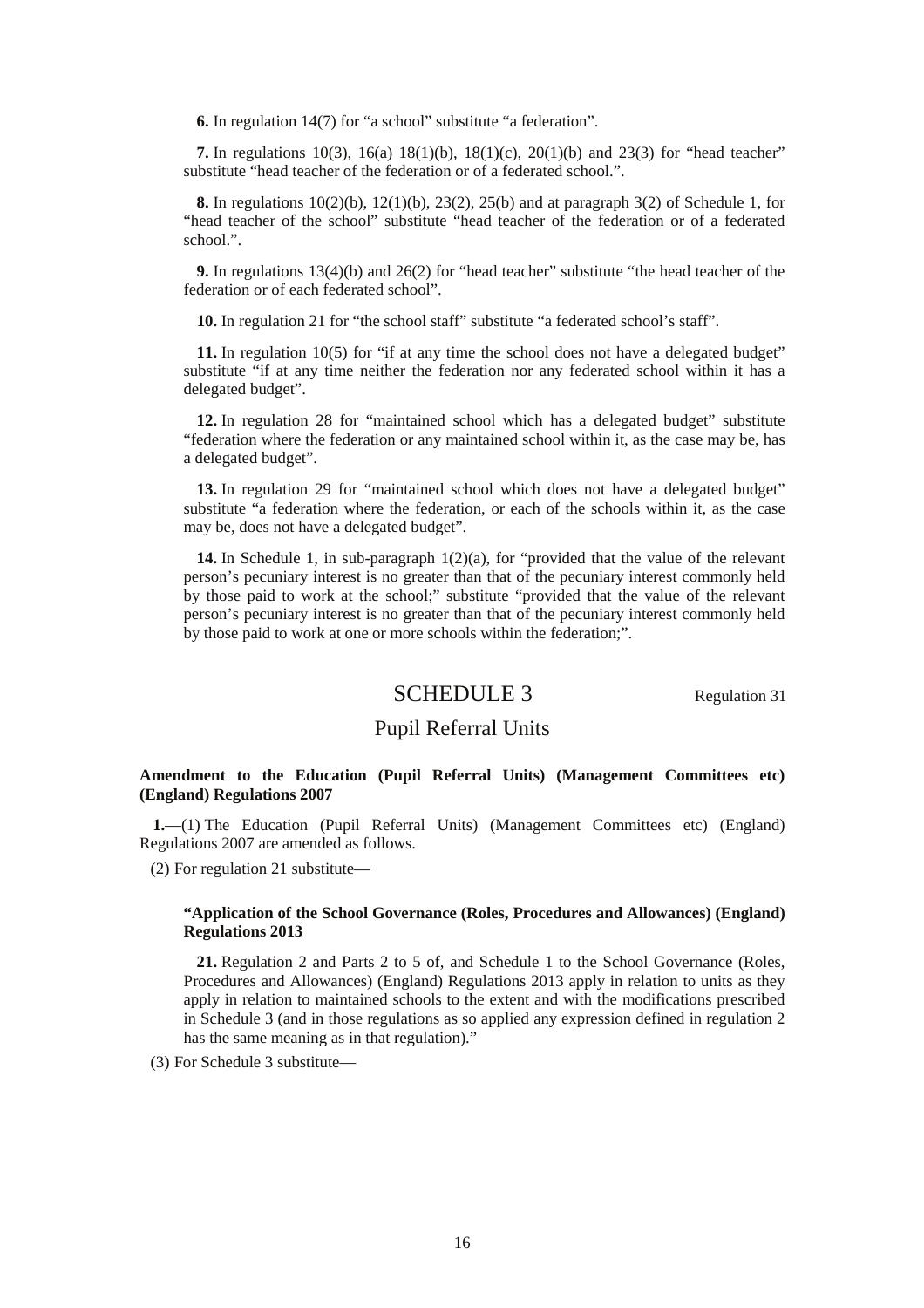**6.** In regulation 14(7) for "a school" substitute "a federation".

**7.** In regulations 10(3), 16(a) 18(1)(b), 18(1)(c), 20(1)(b) and 23(3) for "head teacher" substitute "head teacher of the federation or of a federated school.".

**8.** In regulations 10(2)(b), 12(1)(b), 23(2), 25(b) and at paragraph 3(2) of Schedule 1, for "head teacher of the school" substitute "head teacher of the federation or of a federated school.".

**9.** In regulations 13(4)(b) and 26(2) for "head teacher" substitute "the head teacher of the federation or of each federated school".

**10.** In regulation 21 for "the school staff" substitute "a federated school's staff".

**11.** In regulation 10(5) for "if at any time the school does not have a delegated budget" substitute "if at any time neither the federation nor any federated school within it has a delegated budget".

**12.** In regulation 28 for "maintained school which has a delegated budget" substitute "federation where the federation or any maintained school within it, as the case may be, has a delegated budget".

**13.** In regulation 29 for "maintained school which does not have a delegated budget" substitute "a federation where the federation, or each of the schools within it, as the case may be, does not have a delegated budget".

**14.** In Schedule 1, in sub-paragraph 1(2)(a), for "provided that the value of the relevant person's pecuniary interest is no greater than that of the pecuniary interest commonly held by those paid to work at the school;" substitute "provided that the value of the relevant person's pecuniary interest is no greater than that of the pecuniary interest commonly held by those paid to work at one or more schools within the federation;".

## SCHEDULE 3

Regulation 31

## Pupil Referral Units

**Amendment to the Education (Pupil Referral Units) (Management Committees etc) (England) Regulations 2007**

**1.**—(1) The Education (Pupil Referral Units) (Management Committees etc) (England) Regulations 2007 are amended as follows.

(2) For regulation 21 substitute—

> **"Application of the School Governance (Roles, Procedures and Allowances) (England) Regulations 2013**
>
> **21.** Regulation 2 and Parts 2 to 5 of, and Schedule 1 to the School Governance (Roles, Procedures and Allowances) (England) Regulations 2013 apply in relation to units as they apply in relation to maintained schools to the extent and with the modifications prescribed in Schedule 3 (and in those regulations as so applied any expression defined in regulation 2 has the same meaning as in that regulation)."

(3) For Schedule 3 substitute—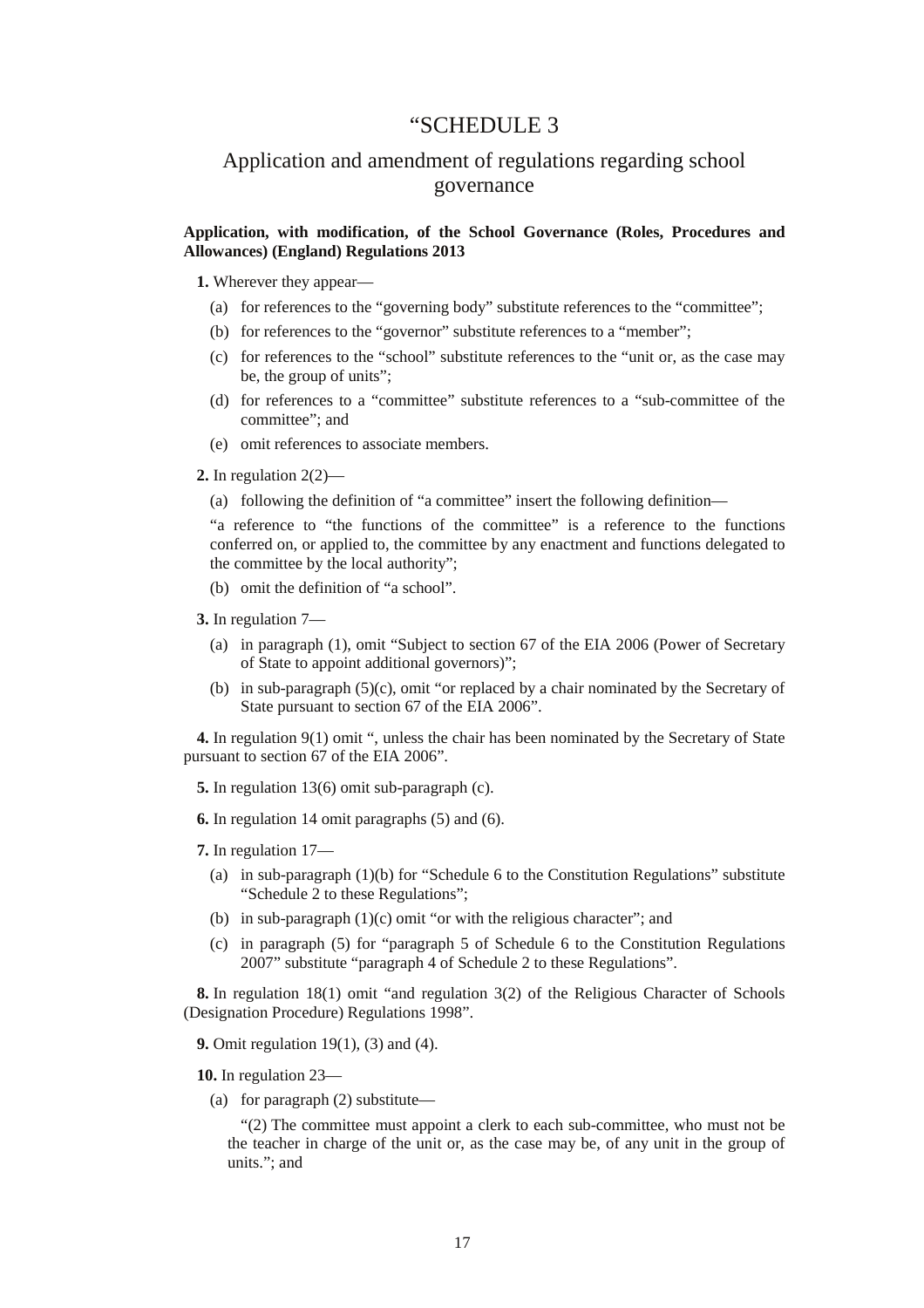# "SCHEDULE 3

## Application and amendment of regulations regarding school governance

**Application, with modification, of the School Governance (Roles, Procedures and Allowances) (England) Regulations 2013**

**1.** Wherever they appear—

(a) for references to the "governing body" substitute references to the "committee";

(b) for references to the "governor" substitute references to a "member";

(c) for references to the "school" substitute references to the "unit or, as the case may be, the group of units";

(d) for references to a "committee" substitute references to a "sub-committee of the committee"; and

(e) omit references to associate members.

**2.** In regulation 2(2)—

(a) following the definition of "a committee" insert the following definition—

"a reference to "the functions of the committee" is a reference to the functions conferred on, or applied to, the committee by any enactment and functions delegated to the committee by the local authority";

(b) omit the definition of "a school".

**3.** In regulation 7—

(a) in paragraph (1), omit "Subject to section 67 of the EIA 2006 (Power of Secretary of State to appoint additional governors)";

(b) in sub-paragraph (5)(c), omit "or replaced by a chair nominated by the Secretary of State pursuant to section 67 of the EIA 2006".

**4.** In regulation 9(1) omit ", unless the chair has been nominated by the Secretary of State pursuant to section 67 of the EIA 2006".

**5.** In regulation 13(6) omit sub-paragraph (c).

**6.** In regulation 14 omit paragraphs (5) and (6).

**7.** In regulation 17—

(a) in sub-paragraph (1)(b) for "Schedule 6 to the Constitution Regulations" substitute "Schedule 2 to these Regulations";

(b) in sub-paragraph (1)(c) omit "or with the religious character"; and

(c) in paragraph (5) for "paragraph 5 of Schedule 6 to the Constitution Regulations 2007" substitute "paragraph 4 of Schedule 2 to these Regulations".

**8.** In regulation 18(1) omit "and regulation 3(2) of the Religious Character of Schools (Designation Procedure) Regulations 1998".

**9.** Omit regulation 19(1), (3) and (4).

**10.** In regulation 23—

(a) for paragraph (2) substitute—

"(2) The committee must appoint a clerk to each sub-committee, who must not be the teacher in charge of the unit or, as the case may be, of any unit in the group of units."; and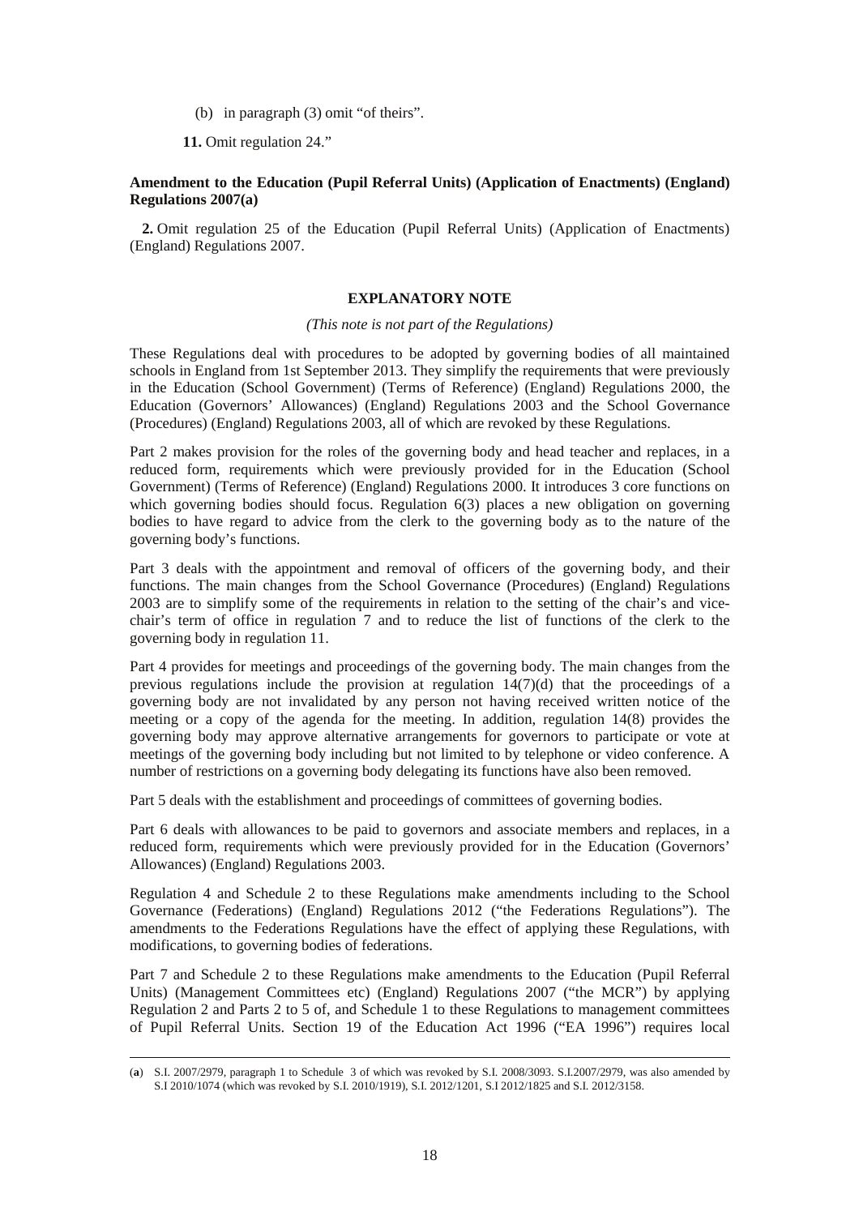(b) in paragraph (3) omit "of theirs".

**11.** Omit regulation 24."

**Amendment to the Education (Pupil Referral Units) (Application of Enactments) (England) Regulations 2007(a)**

**2.** Omit regulation 25 of the Education (Pupil Referral Units) (Application of Enactments) (England) Regulations 2007.

## EXPLANATORY NOTE

*(This note is not part of the Regulations)*

These Regulations deal with procedures to be adopted by governing bodies of all maintained schools in England from 1st September 2013. They simplify the requirements that were previously in the Education (School Government) (Terms of Reference) (England) Regulations 2000, the Education (Governors' Allowances) (England) Regulations 2003 and the School Governance (Procedures) (England) Regulations 2003, all of which are revoked by these Regulations.

Part 2 makes provision for the roles of the governing body and head teacher and replaces, in a reduced form, requirements which were previously provided for in the Education (School Government) (Terms of Reference) (England) Regulations 2000. It introduces 3 core functions on which governing bodies should focus. Regulation 6(3) places a new obligation on governing bodies to have regard to advice from the clerk to the governing body as to the nature of the governing body's functions.

Part 3 deals with the appointment and removal of officers of the governing body, and their functions. The main changes from the School Governance (Procedures) (England) Regulations 2003 are to simplify some of the requirements in relation to the setting of the chair's and vice-chair's term of office in regulation 7 and to reduce the list of functions of the clerk to the governing body in regulation 11.

Part 4 provides for meetings and proceedings of the governing body. The main changes from the previous regulations include the provision at regulation 14(7)(d) that the proceedings of a governing body are not invalidated by any person not having received written notice of the meeting or a copy of the agenda for the meeting. In addition, regulation 14(8) provides the governing body may approve alternative arrangements for governors to participate or vote at meetings of the governing body including but not limited to by telephone or video conference. A number of restrictions on a governing body delegating its functions have also been removed.

Part 5 deals with the establishment and proceedings of committees of governing bodies.

Part 6 deals with allowances to be paid to governors and associate members and replaces, in a reduced form, requirements which were previously provided for in the Education (Governors' Allowances) (England) Regulations 2003.

Regulation 4 and Schedule 2 to these Regulations make amendments including to the School Governance (Federations) (England) Regulations 2012 ("the Federations Regulations"). The amendments to the Federations Regulations have the effect of applying these Regulations, with modifications, to governing bodies of federations.

Part 7 and Schedule 2 to these Regulations make amendments to the Education (Pupil Referral Units) (Management Committees etc) (England) Regulations 2007 ("the MCR") by applying Regulation 2 and Parts 2 to 5 of, and Schedule 1 to these Regulations to management committees of Pupil Referral Units. Section 19 of the Education Act 1996 ("EA 1996") requires local

---

(a) S.I. 2007/2979, paragraph 1 to Schedule 3 of which was revoked by S.I. 2008/3093. S.I.2007/2979, was also amended by S.I 2010/1074 (which was revoked by S.I. 2010/1919), S.I. 2012/1201, S.I 2012/1825 and S.I. 2012/3158.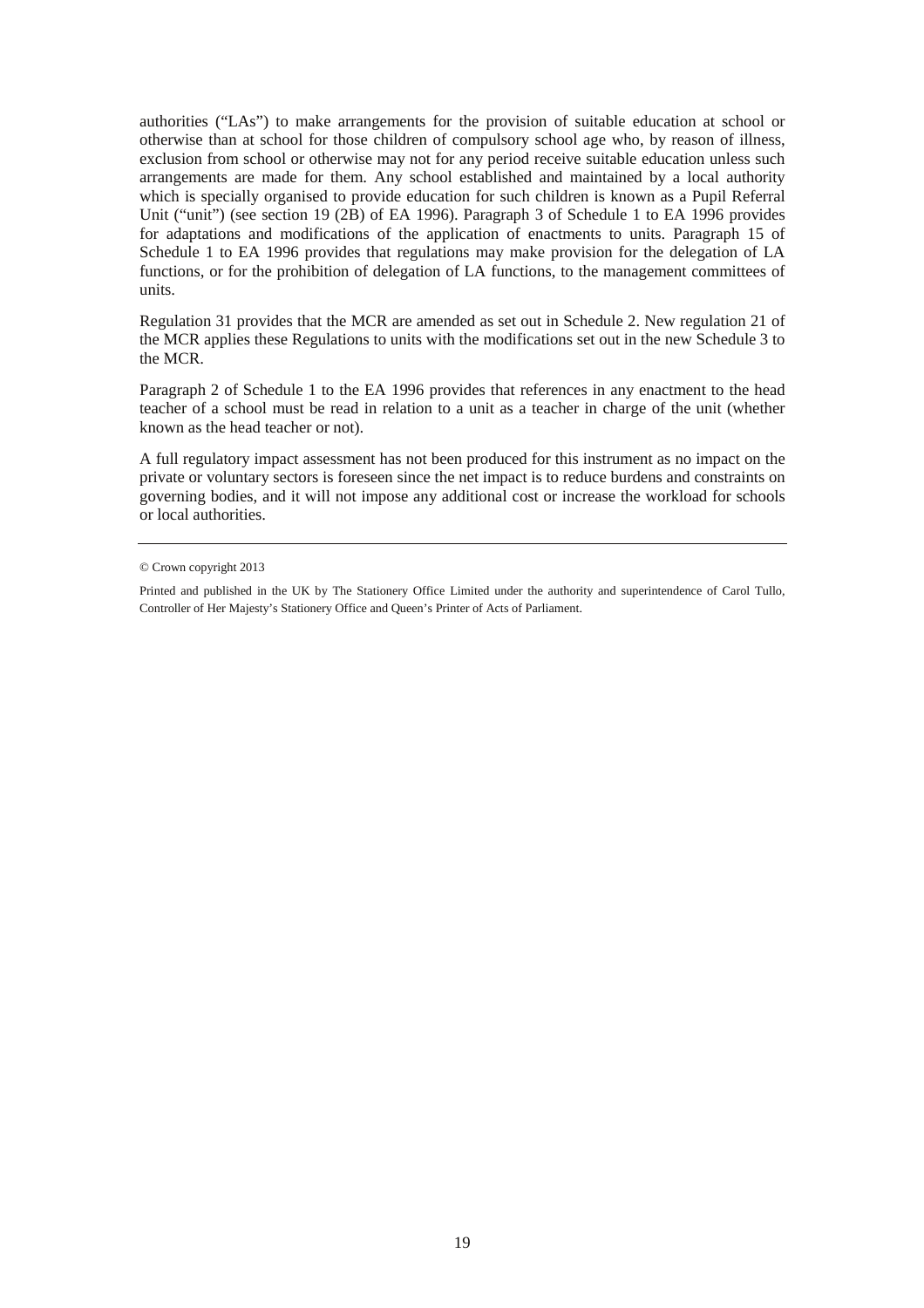authorities ("LAs") to make arrangements for the provision of suitable education at school or otherwise than at school for those children of compulsory school age who, by reason of illness, exclusion from school or otherwise may not for any period receive suitable education unless such arrangements are made for them. Any school established and maintained by a local authority which is specially organised to provide education for such children is known as a Pupil Referral Unit ("unit") (see section 19 (2B) of EA 1996). Paragraph 3 of Schedule 1 to EA 1996 provides for adaptations and modifications of the application of enactments to units. Paragraph 15 of Schedule 1 to EA 1996 provides that regulations may make provision for the delegation of LA functions, or for the prohibition of delegation of LA functions, to the management committees of units.

Regulation 31 provides that the MCR are amended as set out in Schedule 2. New regulation 21 of the MCR applies these Regulations to units with the modifications set out in the new Schedule 3 to the MCR.

Paragraph 2 of Schedule 1 to the EA 1996 provides that references in any enactment to the head teacher of a school must be read in relation to a unit as a teacher in charge of the unit (whether known as the head teacher or not).

A full regulatory impact assessment has not been produced for this instrument as no impact on the private or voluntary sectors is foreseen since the net impact is to reduce burdens and constraints on governing bodies, and it will not impose any additional cost or increase the workload for schools or local authorities.

---

© Crown copyright 2013

Printed and published in the UK by The Stationery Office Limited under the authority and superintendence of Carol Tullo, Controller of Her Majesty's Stationery Office and Queen's Printer of Acts of Parliament.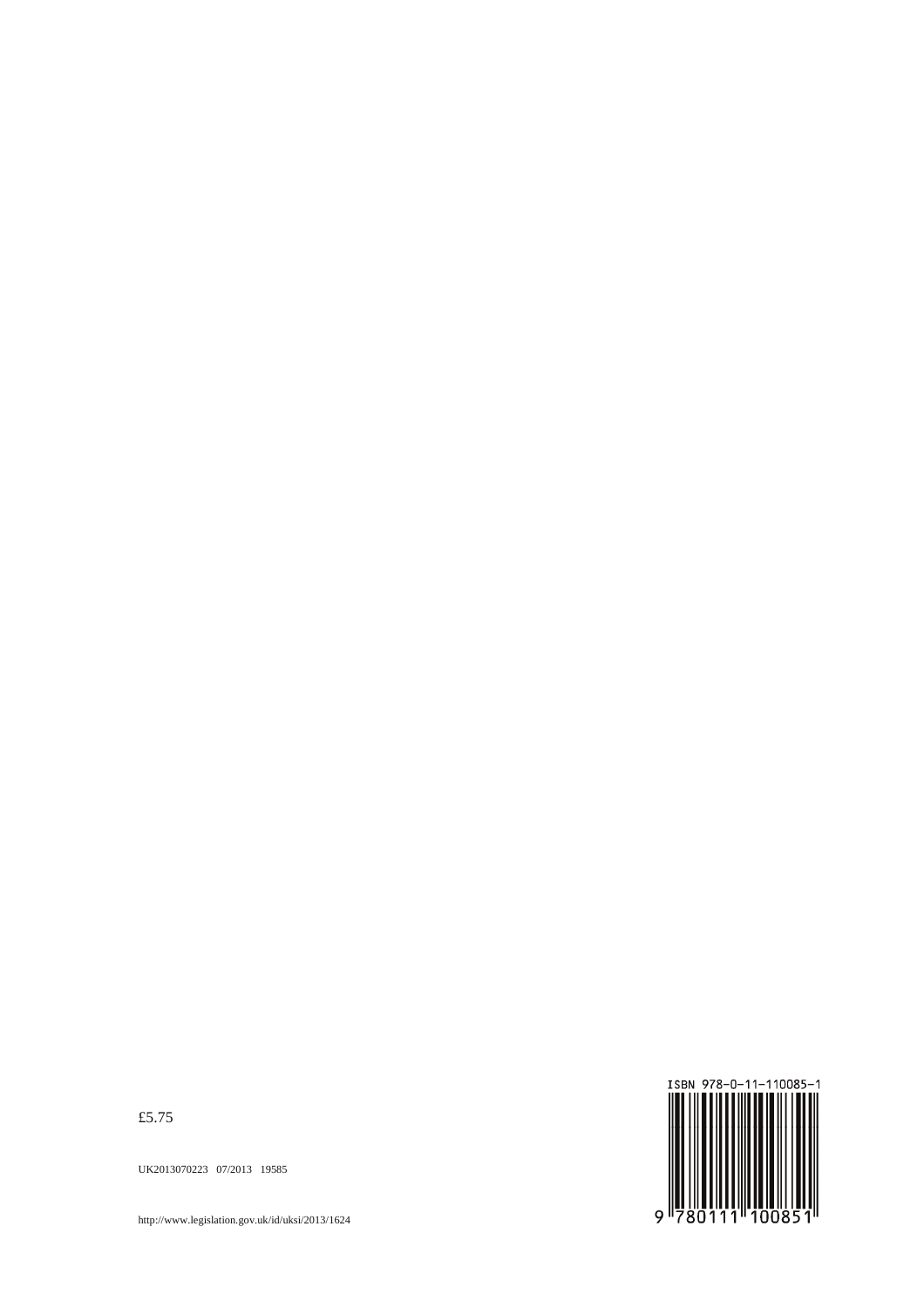£5.75

UK2013070223 07/2013 19585

http://www.legislation.gov.uk/id/uksi/2013/1624

ISBN 978-0-11-110085-1

9 780111 100851